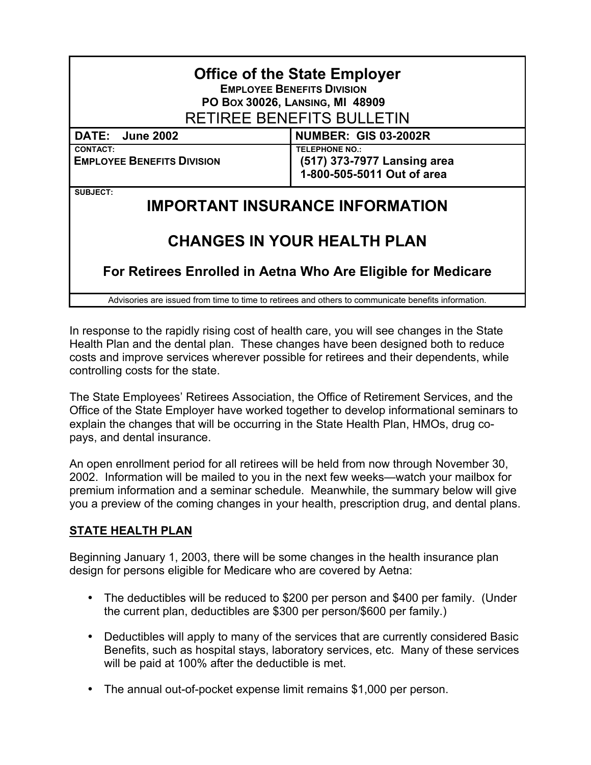# Office of the State Employer

**EMPLOYEE BENEFITS DIVISION**
**PO BOX 30026, LANSING, MI 48909**

## RETIREE BENEFITS BULLETIN

| DATE: June 2002 | NUMBER: GIS 03-2002R |
| --- | --- |
| CONTACT: **EMPLOYEE BENEFITS DIVISION** | TELEPHONE NO.: **(517) 373-7977 Lansing area** **1-800-505-5011 Out of area** |

SUBJECT:

## IMPORTANT INSURANCE INFORMATION

## CHANGES IN YOUR HEALTH PLAN

### For Retirees Enrolled in Aetna Who Are Eligible for Medicare

Advisories are issued from time to time to retirees and others to communicate benefits information.

In response to the rapidly rising cost of health care, you will see changes in the State Health Plan and the dental plan. These changes have been designed both to reduce costs and improve services wherever possible for retirees and their dependents, while controlling costs for the state.

The State Employees' Retirees Association, the Office of Retirement Services, and the Office of the State Employer have worked together to develop informational seminars to explain the changes that will be occurring in the State Health Plan, HMOs, drug co-pays, and dental insurance.

An open enrollment period for all retirees will be held from now through November 30, 2002. Information will be mailed to you in the next few weeks—watch your mailbox for premium information and a seminar schedule. Meanwhile, the summary below will give you a preview of the coming changes in your health, prescription drug, and dental plans.

**STATE HEALTH PLAN**

Beginning January 1, 2003, there will be some changes in the health insurance plan design for persons eligible for Medicare who are covered by Aetna:

- The deductibles will be reduced to $200 per person and $400 per family. (Under the current plan, deductibles are $300 per person/$600 per family.)
- Deductibles will apply to many of the services that are currently considered Basic Benefits, such as hospital stays, laboratory services, etc. Many of these services will be paid at 100% after the deductible is met.
- The annual out-of-pocket expense limit remains $1,000 per person.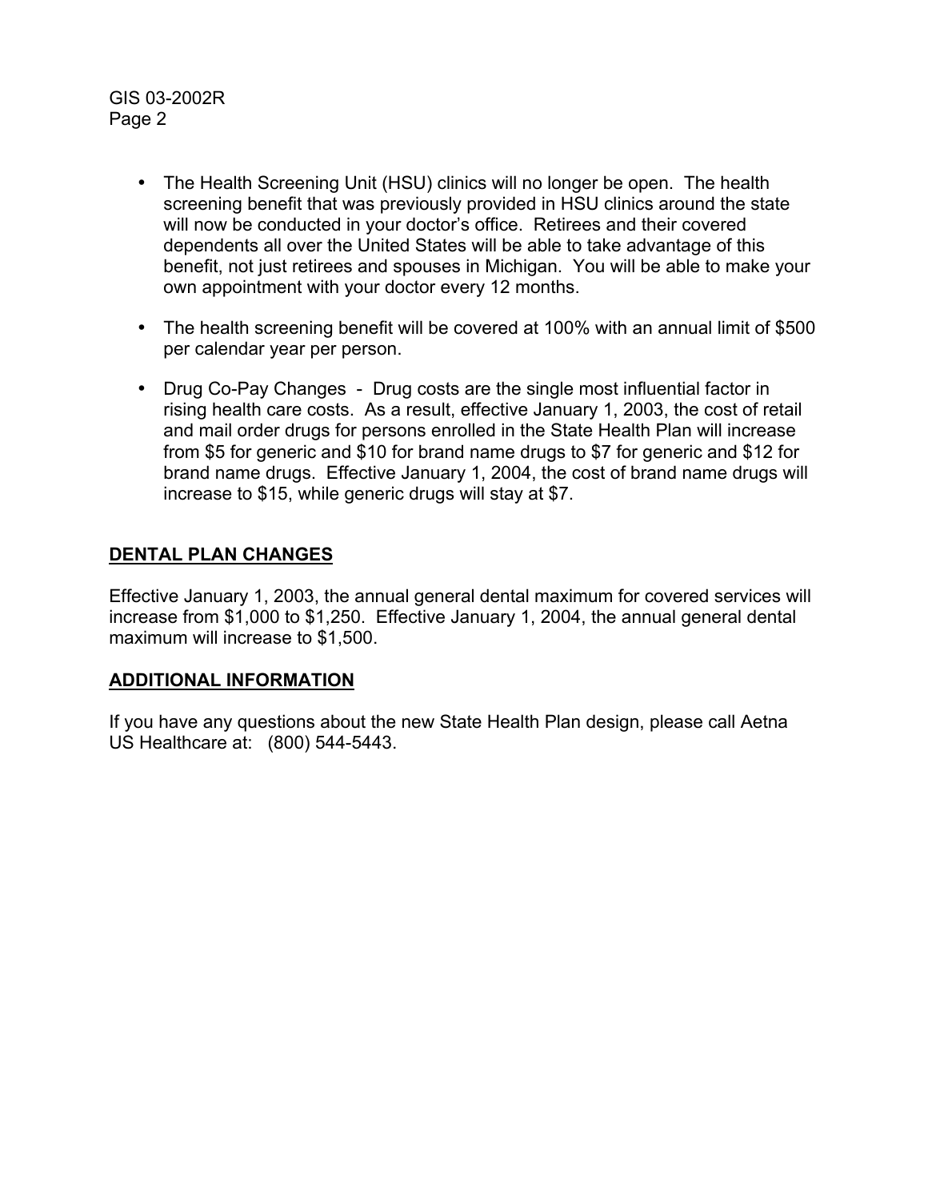- The Health Screening Unit (HSU) clinics will no longer be open. The health screening benefit that was previously provided in HSU clinics around the state will now be conducted in your doctor's office. Retirees and their covered dependents all over the United States will be able to take advantage of this benefit, not just retirees and spouses in Michigan. You will be able to make your own appointment with your doctor every 12 months.

- The health screening benefit will be covered at 100% with an annual limit of $500 per calendar year per person.

- Drug Co-Pay Changes - Drug costs are the single most influential factor in rising health care costs. As a result, effective January 1, 2003, the cost of retail and mail order drugs for persons enrolled in the State Health Plan will increase from $5 for generic and $10 for brand name drugs to $7 for generic and $12 for brand name drugs. Effective January 1, 2004, the cost of brand name drugs will increase to $15, while generic drugs will stay at $7.

## DENTAL PLAN CHANGES

Effective January 1, 2003, the annual general dental maximum for covered services will increase from $1,000 to $1,250. Effective January 1, 2004, the annual general dental maximum will increase to $1,500.

## ADDITIONAL INFORMATION

If you have any questions about the new State Health Plan design, please call Aetna US Healthcare at: (800) 544-5443.